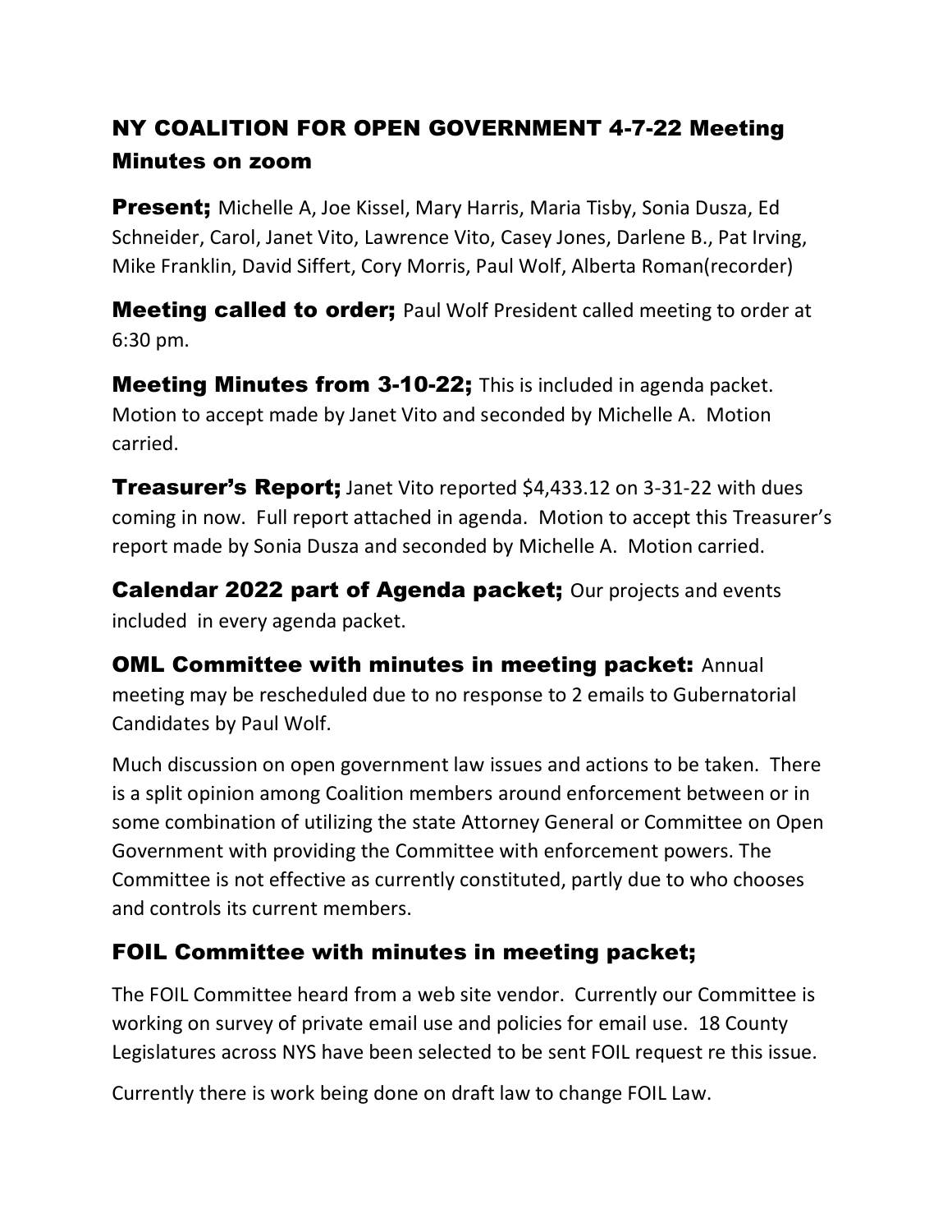## NY COALITION FOR OPEN GOVERNMENT 4-7-22 Meeting Minutes on zoom

**Present;** Michelle A, Joe Kissel, Mary Harris, Maria Tisby, Sonia Dusza, Ed Schneider, Carol, Janet Vito, Lawrence Vito, Casey Jones, Darlene B., Pat Irving, Mike Franklin, David Siffert, Cory Morris, Paul Wolf, Alberta Roman(recorder)

**Meeting called to order;** Paul Wolf President called meeting to order at 6:30 pm.

**Meeting Minutes from 3-10-22;** This is included in agenda packet. Motion to accept made by Janet Vito and seconded by Michelle A. Motion carried.

**Treasurer's Report;** Janet Vito reported $4,433.12 on 3-31-22 with dues coming in now. Full report attached in agenda. Motion to accept this Treasurer's report made by Sonia Dusza and seconded by Michelle A. Motion carried.

**Calendar 2022 part of Agenda packet;** Our projects and events included in every agenda packet.

**OML Committee with minutes in meeting packet:** Annual meeting may be rescheduled due to no response to 2 emails to Gubernatorial Candidates by Paul Wolf.

Much discussion on open government law issues and actions to be taken. There is a split opinion among Coalition members around enforcement between or in some combination of utilizing the state Attorney General or Committee on Open Government with providing the Committee with enforcement powers. The Committee is not effective as currently constituted, partly due to who chooses and controls its current members.

### FOIL Committee with minutes in meeting packet;

The FOIL Committee heard from a web site vendor. Currently our Committee is working on survey of private email use and policies for email use. 18 County Legislatures across NYS have been selected to be sent FOIL request re this issue.

Currently there is work being done on draft law to change FOIL Law.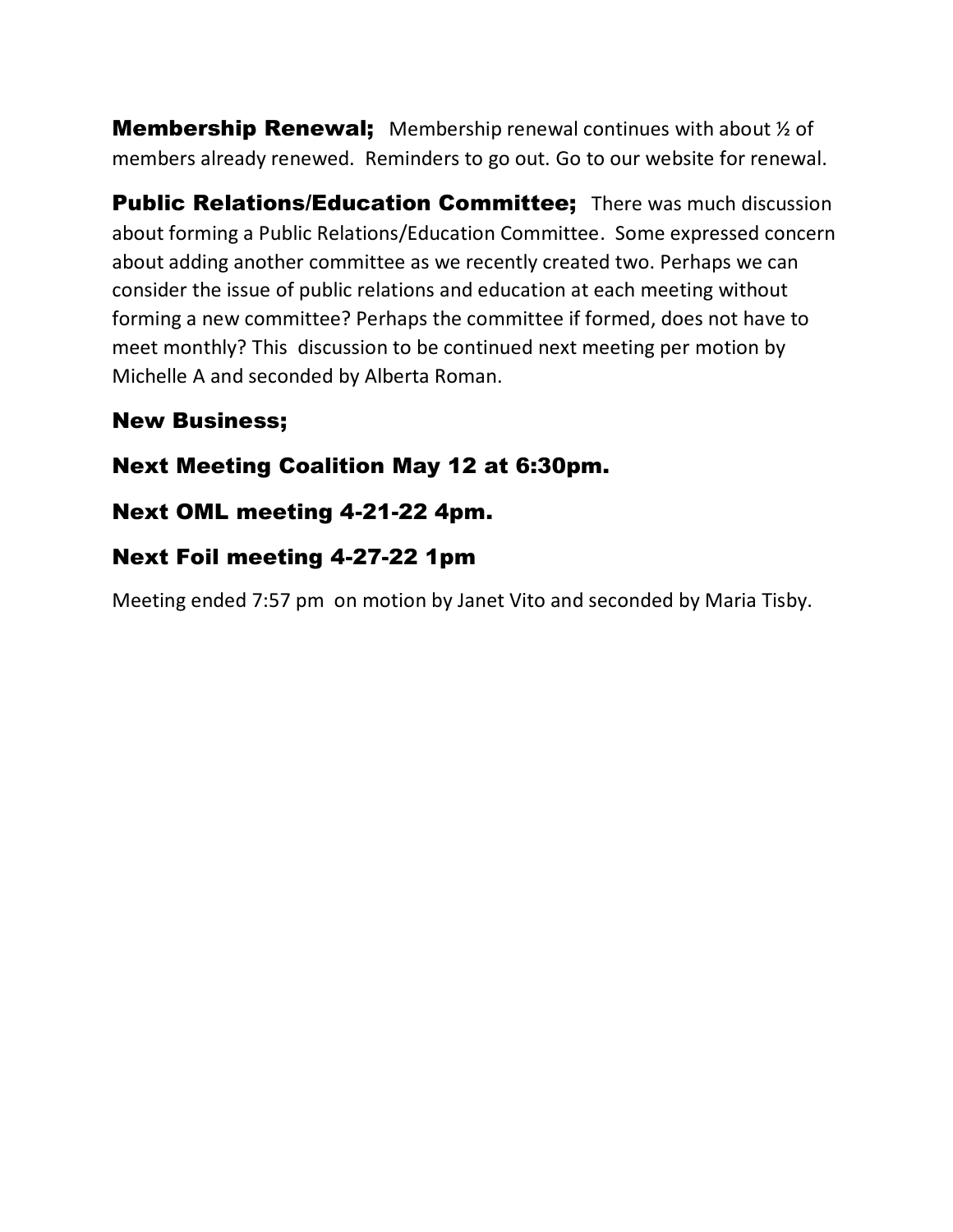**Membership Renewal;** Membership renewal continues with about ½ of members already renewed. Reminders to go out. Go to our website for renewal.

**Public Relations/Education Committee;** There was much discussion about forming a Public Relations/Education Committee. Some expressed concern about adding another committee as we recently created two. Perhaps we can consider the issue of public relations and education at each meeting without forming a new committee? Perhaps the committee if formed, does not have to meet monthly? This discussion to be continued next meeting per motion by Michelle A and seconded by Alberta Roman.

## New Business;

## Next Meeting Coalition May 12 at 6:30pm.

## Next OML meeting 4-21-22 4pm.

## Next Foil meeting 4-27-22 1pm

Meeting ended 7:57 pm on motion by Janet Vito and seconded by Maria Tisby.